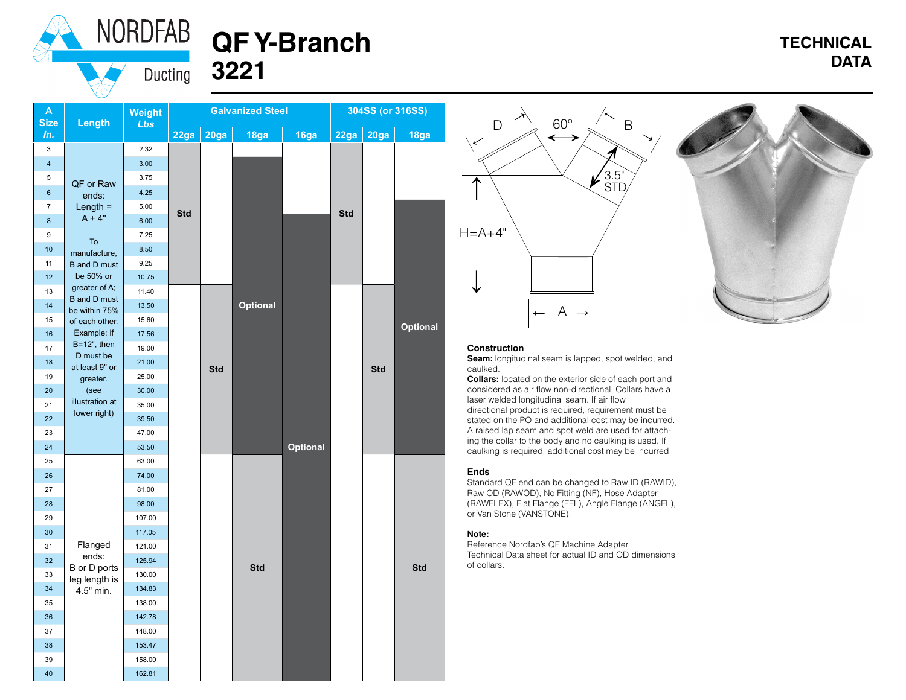# NORDFAB Ducting

# QF Y-Branch 3221

## TECHNICAL DATA

| A Size In. | Length | Weight Lbs | Galvanized Steel | | | | 304SS (or 316SS) | | |
|---|---|---|---|---|---|---|---|---|---|
| | | | 22ga | 20ga | 18ga | 16ga | 22ga | 20ga | 18ga |
| 3 | QF or Raw ends: Length = A + 4" To manufacture, B and D must be 50% or greater of A; B and D must be within 75% of each other. Example: if B=12", then D must be at least 9" or greater. (see illustration at lower right) | 2.32 | Std | | | | Std | | |
| 4 | | 3.00 | Std | | Optional | | Std | | |
| 5 | | 3.75 | Std | | Optional | | Std | | |
| 6 | | 4.25 | Std | | Optional | | Std | | |
| 7 | | 5.00 | Std | | Optional | | Std | | Optional |
| 8 | | 6.00 | Std | | Optional | Optional | Std | | Optional |
| 9 | | 7.25 | Std | | Optional | Optional | Std | | Optional |
| 10 | | 8.50 | Std | | Optional | Optional | Std | | Optional |
| 11 | | 9.25 | Std | | Optional | Optional | Std | | Optional |
| 12 | | 10.75 | Std | | Optional | Optional | Std | | Optional |
| 13 | | 11.40 | | Std | Optional | Optional | | Std | Optional |
| 14 | | 13.50 | | Std | Optional | Optional | | Std | Optional |
| 15 | | 15.60 | | Std | Optional | Optional | | Std | Optional |
| 16 | | 17.56 | | Std | Optional | Optional | | Std | Optional |
| 17 | | 19.00 | | Std | Optional | Optional | | Std | Optional |
| 18 | | 21.00 | | Std | Optional | Optional | | Std | Optional |
| 19 | | 25.00 | | Std | Optional | Optional | | Std | Optional |
| 20 | | 30.00 | | Std | Optional | Optional | | Std | Optional |
| 21 | | 35.00 | | Std | Optional | Optional | | Std | Optional |
| 22 | | 39.50 | | Std | Optional | Optional | | Std | Optional |
| 23 | | 47.00 | | Std | Optional | Optional | | Std | Optional |
| 24 | | 53.50 | | Std | Optional | Optional | | Std | Optional |
| 25 | Flanged ends: B or D ports leg length is 4.5" min. | 63.00 | | | Std | Optional | | | Std |
| 26 | | 74.00 | | | Std | Optional | | | Std |
| 27 | | 81.00 | | | Std | Optional | | | Std |
| 28 | | 98.00 | | | Std | Optional | | | Std |
| 29 | | 107.00 | | | Std | Optional | | | Std |
| 30 | | 117.05 | | | Std | Optional | | | Std |
| 31 | | 121.00 | | | Std | Optional | | | Std |
| 32 | | 125.94 | | | Std | Optional | | | Std |
| 33 | | 130.00 | | | Std | Optional | | | Std |
| 34 | | 134.83 | | | Std | Optional | | | Std |
| 35 | | 138.00 | | | Std | Optional | | | Std |
| 36 | | 142.78 | | | Std | Optional | | | Std |
| 37 | | 148.00 | | | Std | Optional | | | Std |
| 38 | | 153.47 | | | Std | Optional | | | Std |
| 39 | | 158.00 | | | Std | Optional | | | Std |
| 40 | | 162.81 | | | Std | Optional | | | Std |

D 60° B

3.5" STD

H=A+4"

A

### Construction

**Seam:** longitudinal seam is lapped, spot welded, and caulked.

**Collars:** located on the exterior side of each port and considered as air flow non-directional. Collars have a laser welded longitudinal seam. If air flow directional product is required, requirement must be stated on the PO and additional cost may be incurred. A raised lap seam and spot weld are used for attaching the collar to the body and no caulking is used. If caulking is required, additional cost may be incurred.

### Ends

Standard QF end can be changed to Raw ID (RAWID), Raw OD (RAWOD), No Fitting (NF), Hose Adapter (RAWFLEX), Flat Flange (FFL), Angle Flange (ANGFL), or Van Stone (VANSTONE).

### Note:

Reference Nordfab's QF Machine Adapter Technical Data sheet for actual ID and OD dimensions of collars.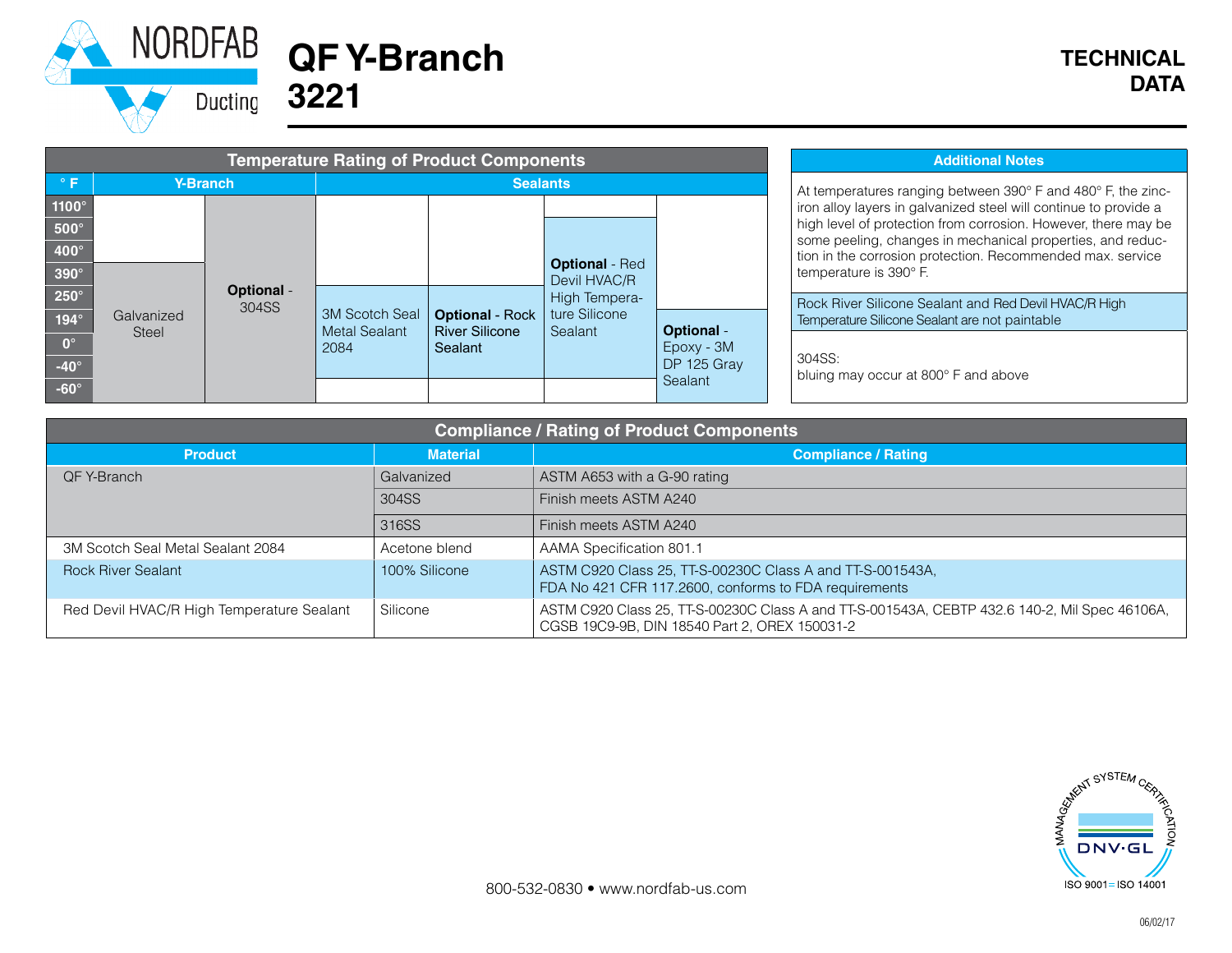# QF Y-Branch 3221

**TECHNICAL DATA**

## Temperature Rating of Product Components

| ° F | Y-Branch | | Sealants | | | |
|---|---|---|---|---|---|---|
| 1100° | | Optional - 304SS | | | | |
| 500° | | Optional - 304SS | | | Optional - Red Devil HVAC/R High Temperature Silicone Sealant | |
| 400° | | Optional - 304SS | | | Optional - Red Devil HVAC/R High Temperature Silicone Sealant | |
| 390° | Galvanized Steel | Optional - 304SS | | | Optional - Red Devil HVAC/R High Temperature Silicone Sealant | |
| 250° | Galvanized Steel | Optional - 304SS | 3M Scotch Seal Metal Sealant 2084 | Optional - Rock River Silicone Sealant | Optional - Red Devil HVAC/R High Temperature Silicone Sealant | Optional - Epoxy - 3M DP 125 Gray Sealant |
| 194° | Galvanized Steel | Optional - 304SS | 3M Scotch Seal Metal Sealant 2084 | Optional - Rock River Silicone Sealant | Optional - Red Devil HVAC/R High Temperature Silicone Sealant | Optional - Epoxy - 3M DP 125 Gray Sealant |
| 0° | Galvanized Steel | Optional - 304SS | 3M Scotch Seal Metal Sealant 2084 | Optional - Rock River Silicone Sealant | Optional - Red Devil HVAC/R High Temperature Silicone Sealant | Optional - Epoxy - 3M DP 125 Gray Sealant |
| -40° | Galvanized Steel | Optional - 304SS | 3M Scotch Seal Metal Sealant 2084 | Optional - Rock River Silicone Sealant | Optional - Red Devil HVAC/R High Temperature Silicone Sealant | Optional - Epoxy - 3M DP 125 Gray Sealant |
| -60° | Galvanized Steel | Optional - 304SS | | | | Optional - Epoxy - 3M DP 125 Gray Sealant |

## Additional Notes

At temperatures ranging between 390° F and 480° F, the zinc-iron alloy layers in galvanized steel will continue to provide a high level of protection from corrosion. However, there may be some peeling, changes in mechanical properties, and reduction in the corrosion protection. Recommended max. service temperature is 390° F.

Rock River Silicone Sealant and Red Devil HVAC/R High Temperature Silicone Sealant are not paintable

304SS:
bluing may occur at 800° F and above

## Compliance / Rating of Product Components

| Product | Material | Compliance / Rating |
|---|---|---|
| QF Y-Branch | Galvanized | ASTM A653 with a G-90 rating |
| | 304SS | Finish meets ASTM A240 |
| | 316SS | Finish meets ASTM A240 |
| 3M Scotch Seal Metal Sealant 2084 | Acetone blend | AAMA Specification 801.1 |
| Rock River Sealant | 100% Silicone | ASTM C920 Class 25, TT-S-00230C Class A and TT-S-001543A, FDA No 421 CFR 117.2600, conforms to FDA requirements |
| Red Devil HVAC/R High Temperature Sealant | Silicone | ASTM C920 Class 25, TT-S-00230C Class A and TT-S-001543A, CEBTP 432.6 140-2, Mil Spec 46106A, CGSB 19C9-9B, DIN 18540 Part 2, OREX 150031-2 |

800-532-0830 • www.nordfab-us.com

MANAGEMENT SYSTEM CERTIFICATION DNV·GL ISO 9001=ISO 14001

06/02/17